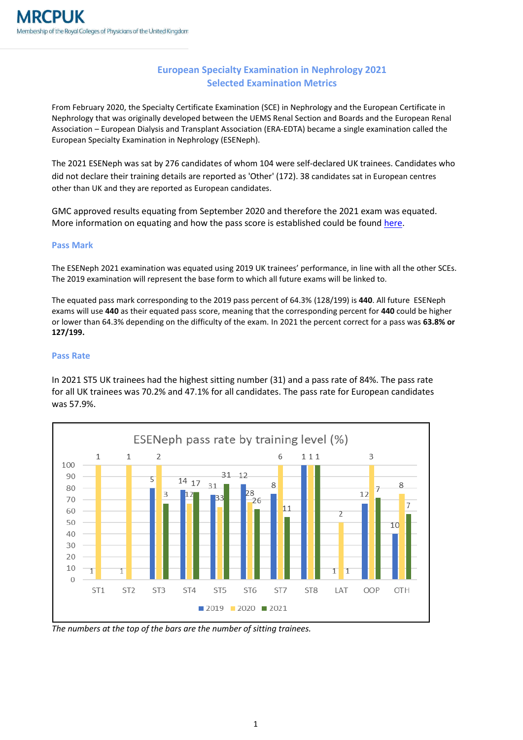MRCPUK

Membership of the Royal Colleges of Physicians of the United Kingdom

# European Specialty Examination in Nephrology 2021
## Selected Examination Metrics

From February 2020, the Specialty Certificate Examination (SCE) in Nephrology and the European Certificate in Nephrology that was originally developed between the UEMS Renal Section and Boards and the European Renal Association – European Dialysis and Transplant Association (ERA-EDTA) became a single examination called the European Specialty Examination in Nephrology (ESENeph).

The 2021 ESENeph was sat by 276 candidates of whom 104 were self-declared UK trainees. Candidates who did not declare their training details are reported as 'Other' (172). 38 candidates sat in European centres other than UK and they are reported as European candidates.

GMC approved results equating from September 2020 and therefore the 2021 exam was equated. More information on equating and how the pass score is established could be found here.

### Pass Mark

The ESENeph 2021 examination was equated using 2019 UK trainees' performance, in line with all the other SCEs. The 2019 examination will represent the base form to which all future exams will be linked to.

The equated pass mark corresponding to the 2019 pass percent of 64.3% (128/199) is **440**. All future ESENeph exams will use **440** as their equated pass score, meaning that the corresponding percent for **440** could be higher or lower than 64.3% depending on the difficulty of the exam. In 2021 the percent correct for a pass was **63.8% or 127/199.**

### Pass Rate

In 2021 ST5 UK trainees had the highest sitting number (31) and a pass rate of 84%. The pass rate for all UK trainees was 70.2% and 47.1% for all candidates. The pass rate for European candidates was 57.9%.

ESENeph pass rate by training level (%)

*The numbers at the top of the bars are the number of sitting trainees.*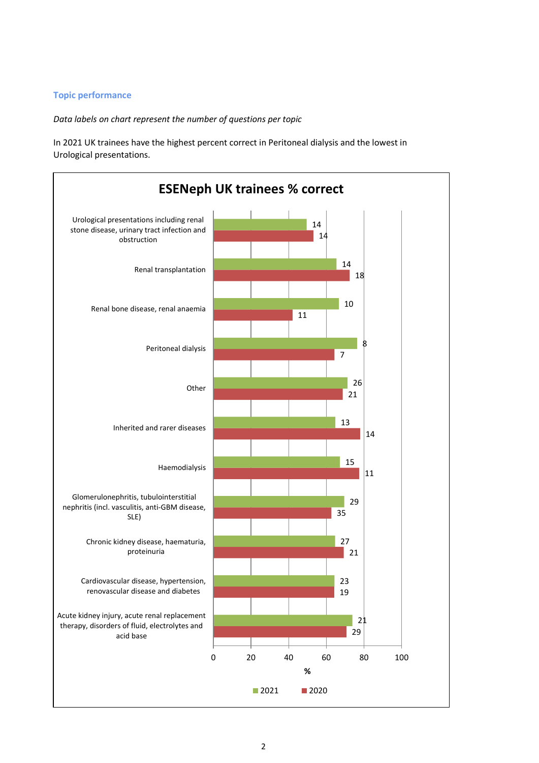## Topic performance

*Data labels on chart represent the number of questions per topic*

In 2021 UK trainees have the highest percent correct in Peritoneal dialysis and the lowest in Urological presentations.

**ESENeph UK trainees % correct**

| Topic | 2021 (number of questions) | 2020 (number of questions) |
|---|---|---|
| Urological presentations including renal stone disease, urinary tract infection and obstruction | 14 | 14 |
| Renal transplantation | 14 | 18 |
| Renal bone disease, renal anaemia | 10 | 11 |
| Peritoneal dialysis | 8 | 7 |
| Other | 26 | 21 |
| Inherited and rarer diseases | 13 | 14 |
| Haemodialysis | 15 | 11 |
| Glomerulonephritis, tubulointerstitial nephritis (incl. vasculitis, anti-GBM disease, SLE) | 29 | 35 |
| Chronic kidney disease, haematuria, proteinuria | 27 | 21 |
| Cardiovascular disease, hypertension, renovascular disease and diabetes | 23 | 19 |
| Acute kidney injury, acute renal replacement therapy, disorders of fluid, electrolytes and acid base | 21 | 29 |

%

■ 2021 ■ 2020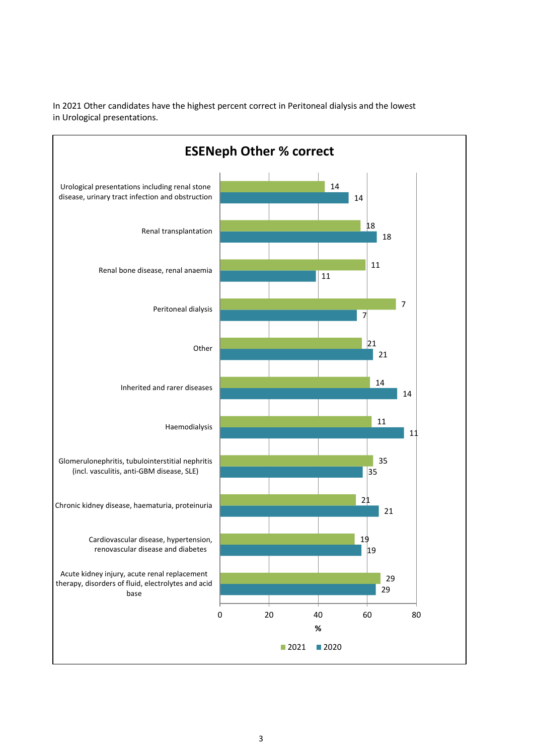In 2021 Other candidates have the highest percent correct in Peritoneal dialysis and the lowest in Urological presentations.

**ESENeph Other % correct**

| Category | 2021 | 2020 |
|---|---|---|
| Urological presentations including renal stone disease, urinary tract infection and obstruction | 14 | 14 |
| Renal transplantation | 18 | 18 |
| Renal bone disease, renal anaemia | 11 | 11 |
| Peritoneal dialysis | 7 | 7 |
| Other | 21 | 21 |
| Inherited and rarer diseases | 14 | 14 |
| Haemodialysis | 11 | 11 |
| Glomerulonephritis, tubulointerstitial nephritis (incl. vasculitis, anti-GBM disease, SLE) | 35 | 35 |
| Chronic kidney disease, haematuria, proteinuria | 21 | 21 |
| Cardiovascular disease, hypertension, renovascular disease and diabetes | 19 | 19 |
| Acute kidney injury, acute renal replacement therapy, disorders of fluid, electrolytes and acid base | 29 | 29 |

%

■ 2021 ■ 2020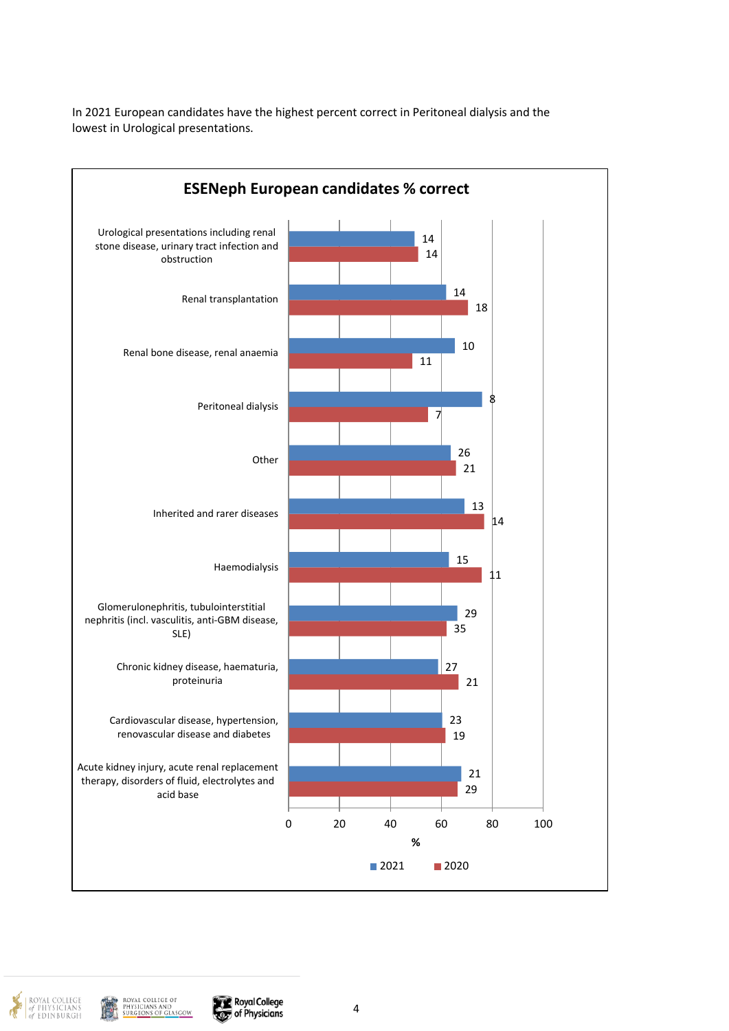In 2021 European candidates have the highest percent correct in Peritoneal dialysis and the lowest in Urological presentations.

**ESENeph European candidates % correct**

Urological presentations including renal stone disease, urinary tract infection and obstruction
14
14

Renal transplantation
14
18

Renal bone disease, renal anaemia
10
11

Peritoneal dialysis
8
7

Other
26
21

Inherited and rarer diseases
13
14

Haemodialysis
15
11

Glomerulonephritis, tubulointerstitial nephritis (incl. vasculitis, anti-GBM disease, SLE)
29
35

Chronic kidney disease, haematuria, proteinuria
27
21

Cardiovascular disease, hypertension, renovascular disease and diabetes
23
19

Acute kidney injury, acute renal replacement therapy, disorders of fluid, electrolytes and acid base
21
29

0 20 40 60 80 100

%

2021 2020